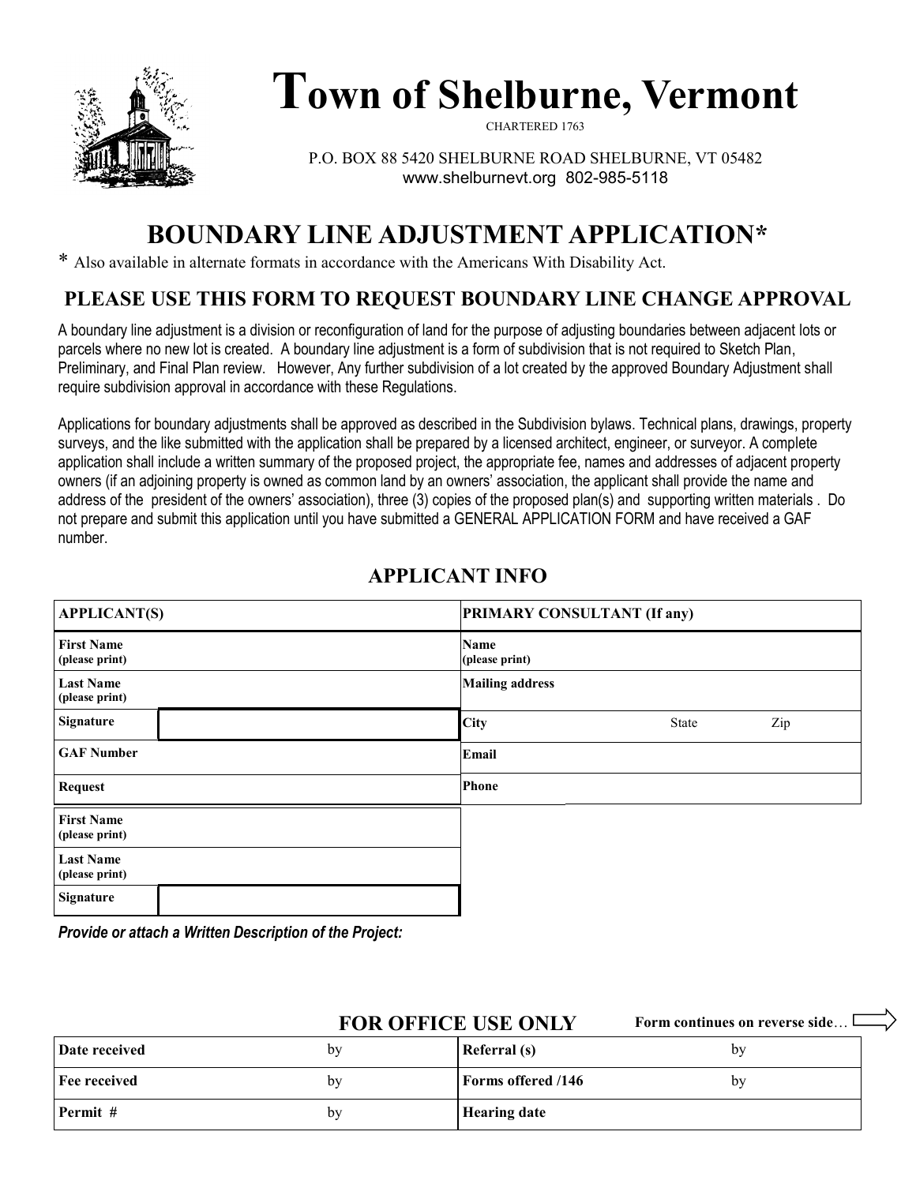# Town of Shelburne, Vermont

CHARTERED 1763

P.O. BOX 88 5420 SHELBURNE ROAD SHELBURNE, VT 05482
www.shelburnevt.org 802-985-5118

## BOUNDARY LINE ADJUSTMENT APPLICATION*

* Also available in alternate formats in accordance with the Americans With Disability Act.

### PLEASE USE THIS FORM TO REQUEST BOUNDARY LINE CHANGE APPROVAL

A boundary line adjustment is a division or reconfiguration of land for the purpose of adjusting boundaries between adjacent lots or parcels where no new lot is created. A boundary line adjustment is a form of subdivision that is not required to Sketch Plan, Preliminary, and Final Plan review. However, Any further subdivision of a lot created by the approved Boundary Adjustment shall require subdivision approval in accordance with these Regulations.

Applications for boundary adjustments shall be approved as described in the Subdivision bylaws. Technical plans, drawings, property surveys, and the like submitted with the application shall be prepared by a licensed architect, engineer, or surveyor. A complete application shall include a written summary of the proposed project, the appropriate fee, names and addresses of adjacent property owners (if an adjoining property is owned as common land by an owners' association, the applicant shall provide the name and address of the president of the owners' association), three (3) copies of the proposed plan(s) and supporting written materials . Do not prepare and submit this application until you have submitted a GENERAL APPLICATION FORM and have received a GAF number.

### APPLICANT INFO

| APPLICANT(S) | | PRIMARY CONSULTANT (If any) | | |
|---|---|---|---|---|
| **First Name** (please print) | | **Name** (please print) | | |
| **Last Name** (please print) | | **Mailing address** | | |
| **Signature** | | **City** | State | Zip |
| **GAF Number** | | **Email** | | |
| **Request** | | **Phone** | | |
| **First Name** (please print) | | | | |
| **Last Name** (please print) | | | | |
| **Signature** | | | | |

***Provide or attach a Written Description of the Project:***

### FOR OFFICE USE ONLY

**Form continues on reverse side…**

| | | | |
|---|---|---|---|
| **Date received** | by | **Referral (s)** | by |
| **Fee received** | by | **Forms offered /146** | by |
| **Permit #** | by | **Hearing date** | |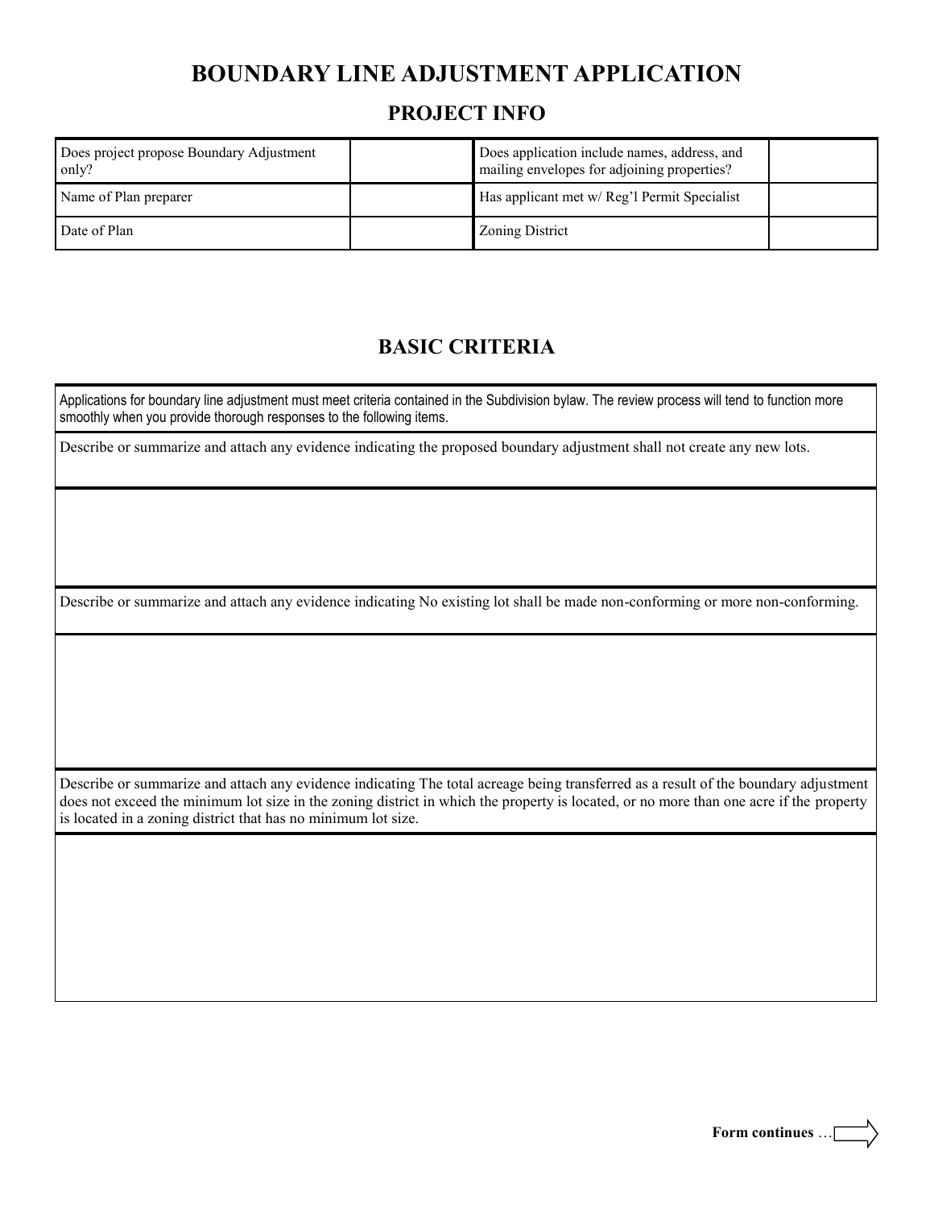# BOUNDARY LINE ADJUSTMENT APPLICATION

## PROJECT INFO

| | | | |
|---|---|---|---|
| Does project propose Boundary Adjustment only? | | Does application include names, address, and mailing envelopes for adjoining properties? | |
| Name of Plan preparer | | Has applicant met w/ Reg'l Permit Specialist | |
| Date of Plan | | Zoning District | |

## BASIC CRITERIA

Applications for boundary line adjustment must meet criteria contained in the Subdivision bylaw. The review process will tend to function more smoothly when you provide thorough responses to the following items.

Describe or summarize and attach any evidence indicating the proposed boundary adjustment shall not create any new lots.

Describe or summarize and attach any evidence indicating No existing lot shall be made non-conforming or more non-conforming.

Describe or summarize and attach any evidence indicating The total acreage being transferred as a result of the boundary adjustment does not exceed the minimum lot size in the zoning district in which the property is located, or no more than one acre if the property is located in a zoning district that has no minimum lot size.

**Form continues** …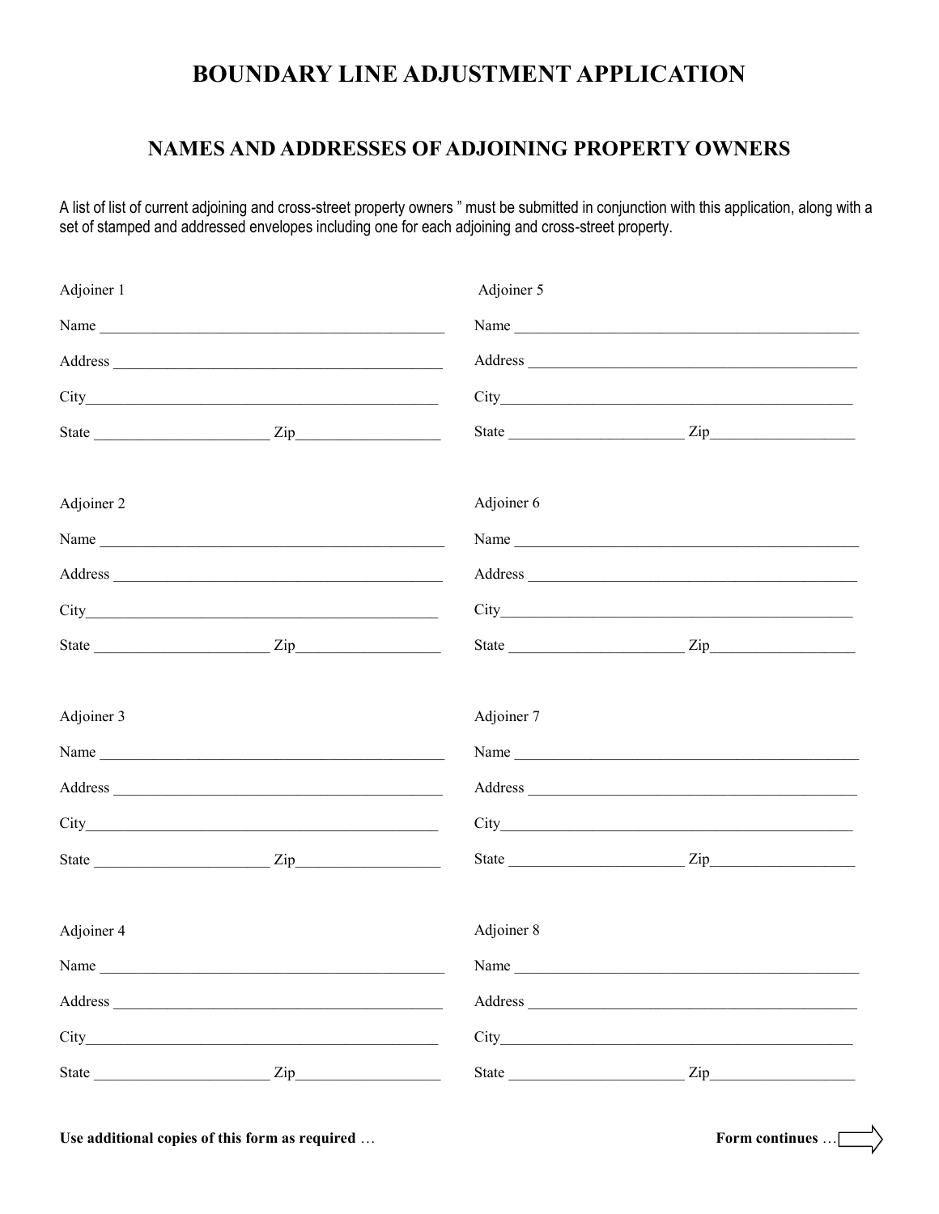# BOUNDARY LINE ADJUSTMENT APPLICATION

## NAMES AND ADDRESSES OF ADJOINING PROPERTY OWNERS

A list of list of current adjoining and cross-street property owners " must be submitted in conjunction with this application, along with a set of stamped and addressed envelopes including one for each adjoining and cross-street property.

Adjoiner 1

Name ____________________________________________

Address __________________________________________

City_____________________________________________

State ______________________ Zip__________________

Adjoiner 2

Name ____________________________________________

Address __________________________________________

City_____________________________________________

State ______________________ Zip__________________

Adjoiner 3

Name ____________________________________________

Address __________________________________________

City_____________________________________________

State ______________________ Zip__________________

Adjoiner 4

Name ____________________________________________

Address __________________________________________

City_____________________________________________

State ______________________ Zip__________________

Adjoiner 5

Name ____________________________________________

Address __________________________________________

City_____________________________________________

State ______________________ Zip__________________

Adjoiner 6

Name ____________________________________________

Address __________________________________________

City_____________________________________________

State ______________________ Zip__________________

Adjoiner 7

Name ____________________________________________

Address __________________________________________

City_____________________________________________

State ______________________ Zip__________________

Adjoiner 8

Name ____________________________________________

Address __________________________________________

City_____________________________________________

State ______________________ Zip__________________

**Use additional copies of this form as required** …

**Form continues** …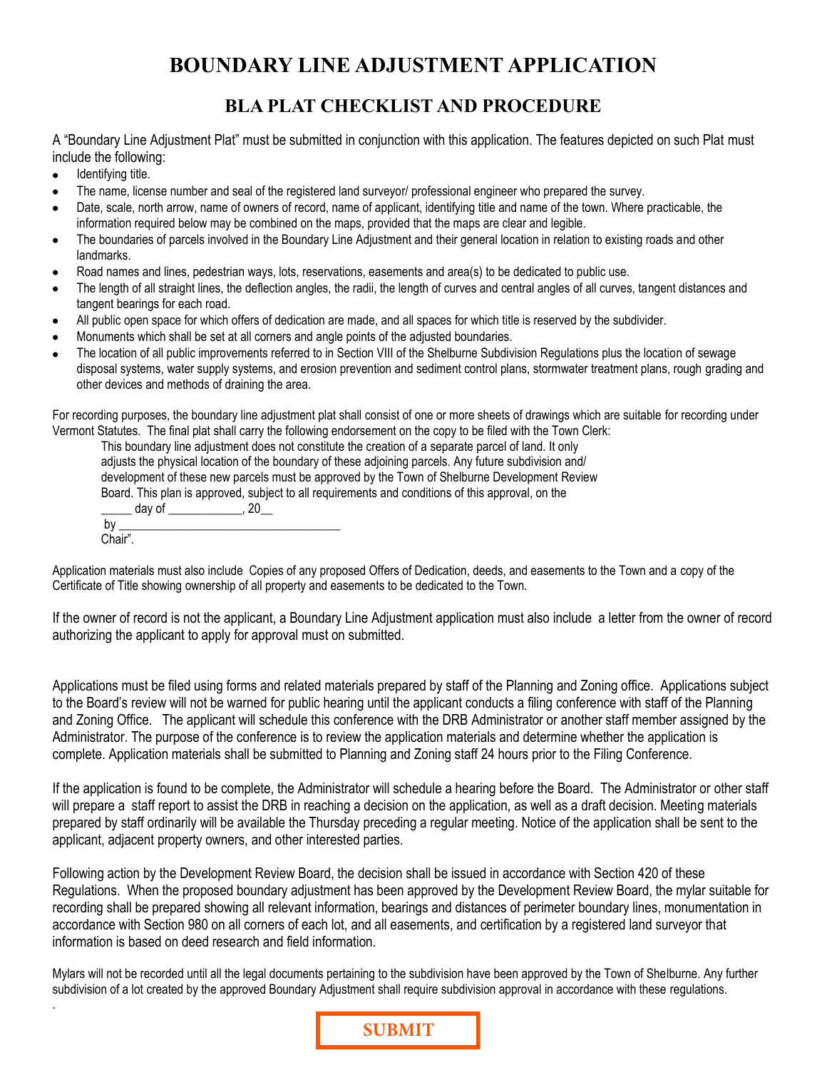# BOUNDARY LINE ADJUSTMENT APPLICATION

## BLA PLAT CHECKLIST AND PROCEDURE

A "Boundary Line Adjustment Plat" must be submitted in conjunction with this application. The features depicted on such Plat must include the following:

- Identifying title.
- The name, license number and seal of the registered land surveyor/ professional engineer who prepared the survey.
- Date, scale, north arrow, name of owners of record, name of applicant, identifying title and name of the town. Where practicable, the information required below may be combined on the maps, provided that the maps are clear and legible.
- The boundaries of parcels involved in the Boundary Line Adjustment and their general location in relation to existing roads and other landmarks.
- Road names and lines, pedestrian ways, lots, reservations, easements and area(s) to be dedicated to public use.
- The length of all straight lines, the deflection angles, the radii, the length of curves and central angles of all curves, tangent distances and tangent bearings for each road.
- All public open space for which offers of dedication are made, and all spaces for which title is reserved by the subdivider.
- Monuments which shall be set at all corners and angle points of the adjusted boundaries.
- The location of all public improvements referred to in Section VIII of the Shelburne Subdivision Regulations plus the location of sewage disposal systems, water supply systems, and erosion prevention and sediment control plans, stormwater treatment plans, rough grading and other devices and methods of draining the area.

For recording purposes, the boundary line adjustment plat shall consist of one or more sheets of drawings which are suitable for recording under Vermont Statutes. The final plat shall carry the following endorsement on the copy to be filed with the Town Clerk:

> This boundary line adjustment does not constitute the creation of a separate parcel of land. It only adjusts the physical location of the boundary of these adjoining parcels. Any future subdivision and/ development of these new parcels must be approved by the Town of Shelburne Development Review Board. This plan is approved, subject to all requirements and conditions of this approval, on the _____ day of ____________, 20__
> by ___________________________________
> Chair".

Application materials must also include Copies of any proposed Offers of Dedication, deeds, and easements to the Town and a copy of the Certificate of Title showing ownership of all property and easements to be dedicated to the Town.

If the owner of record is not the applicant, a Boundary Line Adjustment application must also include a letter from the owner of record authorizing the applicant to apply for approval must on submitted.

Applications must be filed using forms and related materials prepared by staff of the Planning and Zoning office. Applications subject to the Board's review will not be warned for public hearing until the applicant conducts a filing conference with staff of the Planning and Zoning Office. The applicant will schedule this conference with the DRB Administrator or another staff member assigned by the Administrator. The purpose of the conference is to review the application materials and determine whether the application is complete. Application materials shall be submitted to Planning and Zoning staff 24 hours prior to the Filing Conference.

If the application is found to be complete, the Administrator will schedule a hearing before the Board. The Administrator or other staff will prepare a staff report to assist the DRB in reaching a decision on the application, as well as a draft decision. Meeting materials prepared by staff ordinarily will be available the Thursday preceding a regular meeting. Notice of the application shall be sent to the applicant, adjacent property owners, and other interested parties.

Following action by the Development Review Board, the decision shall be issued in accordance with Section 420 of these Regulations. When the proposed boundary adjustment has been approved by the Development Review Board, the mylar suitable for recording shall be prepared showing all relevant information, bearings and distances of perimeter boundary lines, monumentation in accordance with Section 980 on all corners of each lot, and all easements, and certification by a registered land surveyor that information is based on deed research and field information.

Mylars will not be recorded until all the legal documents pertaining to the subdivision have been approved by the Town of Shelburne. Any further subdivision of a lot created by the approved Boundary Adjustment shall require subdivision approval in accordance with these regulations.

SUBMIT